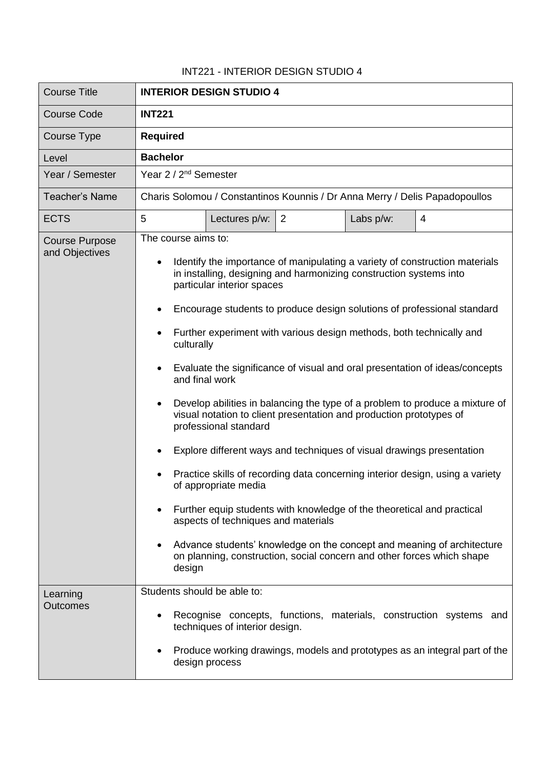INT221 - INTERIOR DESIGN STUDIO 4

| Course Title | **INTERIOR DESIGN STUDIO 4** | | | | |
|---|---|---|---|---|---|
| Course Code | **INT221** | | | | |
| Course Type | **Required** | | | | |
| Level | **Bachelor** | | | | |
| Year / Semester | Year 2 / 2nd Semester | | | | |
| Teacher's Name | Charis Solomou / Constantinos Kounnis / Dr Anna Merry / Delis Papadopoullos | | | | |
| ECTS | 5 | Lectures p/w: | 2 | Labs p/w: | 4 |
| Course Purpose and Objectives | The course aims to:<br>• Identify the importance of manipulating a variety of construction materials in installing, designing and harmonizing construction systems into particular interior spaces<br>• Encourage students to produce design solutions of professional standard<br>• Further experiment with various design methods, both technically and culturally<br>• Evaluate the significance of visual and oral presentation of ideas/concepts and final work<br>• Develop abilities in balancing the type of a problem to produce a mixture of visual notation to client presentation and production prototypes of professional standard<br>• Explore different ways and techniques of visual drawings presentation<br>• Practice skills of recording data concerning interior design, using a variety of appropriate media<br>• Further equip students with knowledge of the theoretical and practical aspects of techniques and materials<br>• Advance students' knowledge on the concept and meaning of architecture on planning, construction, social concern and other forces which shape design | | | | |
| Learning Outcomes | Students should be able to:<br>• Recognise concepts, functions, materials, construction systems and techniques of interior design.<br>• Produce working drawings, models and prototypes as an integral part of the design process | | | | |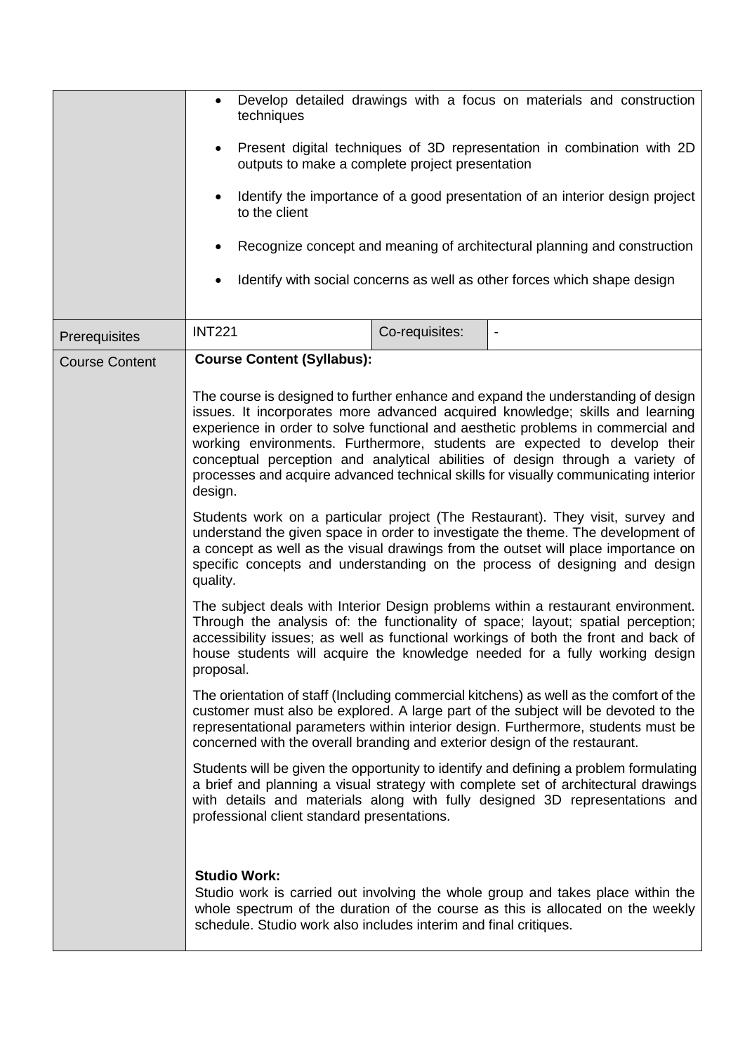| | | | |
|---|---|---|---|
| | • Develop detailed drawings with a focus on materials and construction techniques<br><br>• Present digital techniques of 3D representation in combination with 2D outputs to make a complete project presentation<br><br>• Identify the importance of a good presentation of an interior design project to the client<br><br>• Recognize concept and meaning of architectural planning and construction<br><br>• Identify with social concerns as well as other forces which shape design | | |
| Prerequisites | INT221 | Co-requisites: | - |
| Course Content | **Course Content (Syllabus):**<br><br>The course is designed to further enhance and expand the understanding of design issues. It incorporates more advanced acquired knowledge; skills and learning experience in order to solve functional and aesthetic problems in commercial and working environments. Furthermore, students are expected to develop their conceptual perception and analytical abilities of design through a variety of processes and acquire advanced technical skills for visually communicating interior design.<br><br>Students work on a particular project (The Restaurant). They visit, survey and understand the given space in order to investigate the theme. The development of a concept as well as the visual drawings from the outset will place importance on specific concepts and understanding on the process of designing and design quality.<br><br>The subject deals with Interior Design problems within a restaurant environment. Through the analysis of: the functionality of space; layout; spatial perception; accessibility issues; as well as functional workings of both the front and back of house students will acquire the knowledge needed for a fully working design proposal.<br><br>The orientation of staff (Including commercial kitchens) as well as the comfort of the customer must also be explored. A large part of the subject will be devoted to the representational parameters within interior design. Furthermore, students must be concerned with the overall branding and exterior design of the restaurant.<br><br>Students will be given the opportunity to identify and defining a problem formulating a brief and planning a visual strategy with complete set of architectural drawings with details and materials along with fully designed 3D representations and professional client standard presentations.<br><br>**Studio Work:**<br>Studio work is carried out involving the whole group and takes place within the whole spectrum of the duration of the course as this is allocated on the weekly schedule. Studio work also includes interim and final critiques. | | |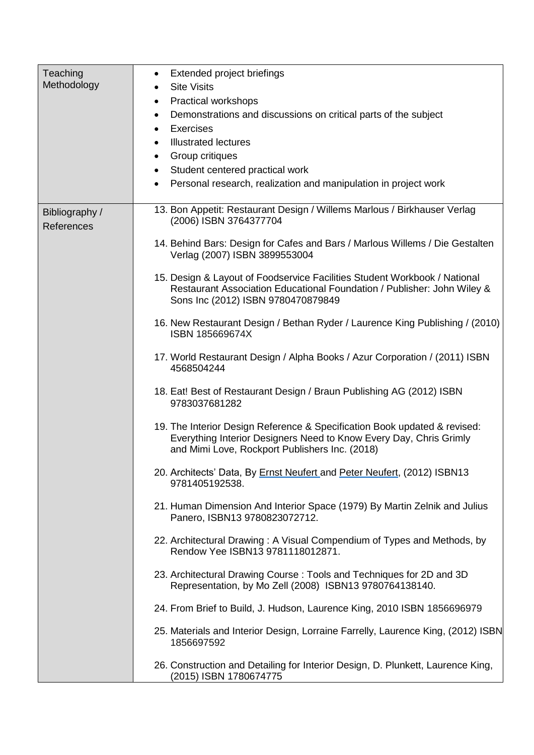| Teaching Methodology | <ul><li>Extended project briefings</li><li>Site Visits</li><li>Practical workshops</li><li>Demonstrations and discussions on critical parts of the subject</li><li>Exercises</li><li>Illustrated lectures</li><li>Group critiques</li><li>Student centered practical work</li><li>Personal research, realization and manipulation in project work</li></ul> |
|---|---|
| Bibliography / References | 13. Bon Appetit: Restaurant Design / Willems Marlous / Birkhauser Verlag (2006) ISBN 3764377704<br><br>14. Behind Bars: Design for Cafes and Bars / Marlous Willems / Die Gestalten Verlag (2007) ISBN 3899553004<br><br>15. Design & Layout of Foodservice Facilities Student Workbook / National Restaurant Association Educational Foundation / Publisher: John Wiley & Sons Inc (2012) ISBN 9780470879849<br><br>16. New Restaurant Design / Bethan Ryder / Laurence King Publishing / (2010) ISBN 185669674X<br><br>17. World Restaurant Design / Alpha Books / Azur Corporation / (2011) ISBN 4568504244<br><br>18. Eat! Best of Restaurant Design / Braun Publishing AG (2012) ISBN 9783037681282<br><br>19. The Interior Design Reference & Specification Book updated & revised: Everything Interior Designers Need to Know Every Day, Chris Grimly and Mimi Love, Rockport Publishers Inc. (2018)<br><br>20. Architects' Data, By Ernst Neufert and Peter Neufert, (2012) ISBN13 9781405192538.<br><br>21. Human Dimension And Interior Space (1979) By Martin Zelnik and Julius Panero, ISBN13 9780823072712.<br><br>22. Architectural Drawing : A Visual Compendium of Types and Methods, by Rendow Yee ISBN13 9781118012871.<br><br>23. Architectural Drawing Course : Tools and Techniques for 2D and 3D Representation, by Mo Zell (2008) ISBN13 9780764138140.<br><br>24. From Brief to Build, J. Hudson, Laurence King, 2010 ISBN 1856696979<br><br>25. Materials and Interior Design, Lorraine Farrelly, Laurence King, (2012) ISBN 1856697592<br><br>26. Construction and Detailing for Interior Design, D. Plunkett, Laurence King, (2015) ISBN 1780674775 |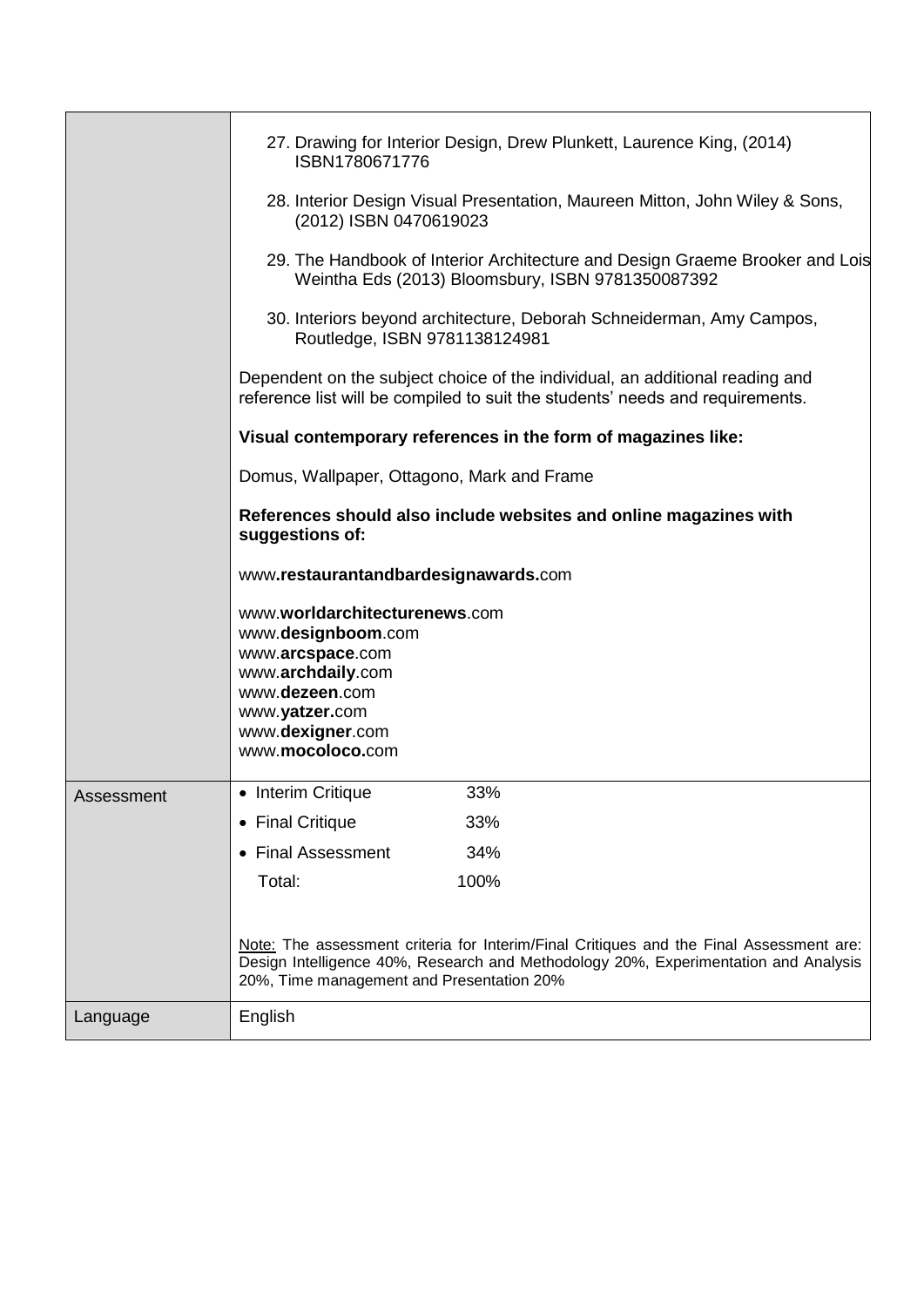| | |
|---|---|
| | 27. Drawing for Interior Design, Drew Plunkett, Laurence King, (2014) ISBN1780671776<br><br>28. Interior Design Visual Presentation, Maureen Mitton, John Wiley & Sons, (2012) ISBN 0470619023<br><br>29. The Handbook of Interior Architecture and Design Graeme Brooker and Lois Weintha Eds (2013) Bloomsbury, ISBN 9781350087392<br><br>30. Interiors beyond architecture, Deborah Schneiderman, Amy Campos, Routledge, ISBN 9781138124981<br><br>Dependent on the subject choice of the individual, an additional reading and reference list will be compiled to suit the students' needs and requirements.<br><br>**Visual contemporary references in the form of magazines like:**<br><br>Domus, Wallpaper, Ottagono, Mark and Frame<br><br>**References should also include websites and online magazines with suggestions of:**<br><br>www**.restaurantandbardesignawards.**com<br><br>www.**worldarchitecturenews**.com<br>www.**designboom**.com<br>www.**arcspace**.com<br>www.**archdaily**.com<br>www.**dezeen**.com<br>www.**yatzer.**com<br>www.**dexigner**.com<br>www.**mocoloco.**com |
| Assessment | • Interim Critique 33%<br>• Final Critique 33%<br>• Final Assessment 34%<br>Total: 100%<br><br>Note: The assessment criteria for Interim/Final Critiques and the Final Assessment are: Design Intelligence 40%, Research and Methodology 20%, Experimentation and Analysis 20%, Time management and Presentation 20% |
| Language | English |